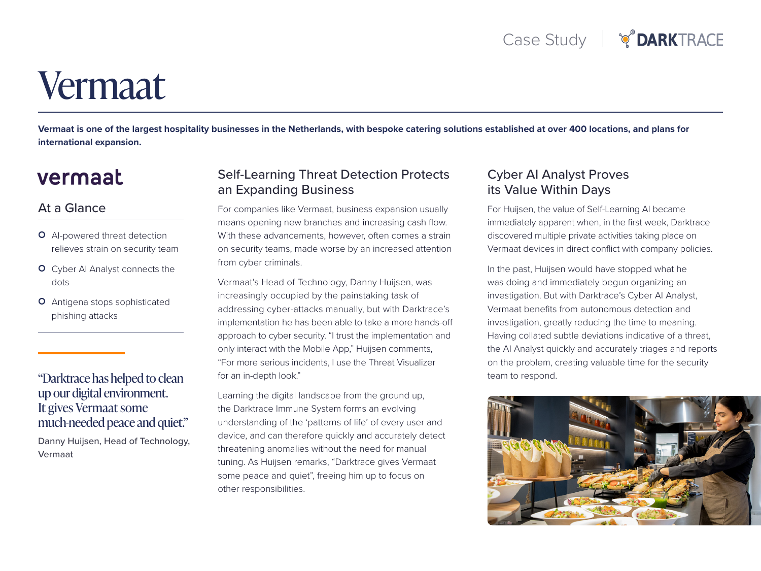Case Study | DARKTRACE

# Vermaat

**Vermaat is one of the largest hospitality businesses in the Netherlands, with bespoke catering solutions established at over 400 locations, and plans for international expansion.**

vermaat

## At a Glance

- AI-powered threat detection relieves strain on security team
- Cyber AI Analyst connects the dots
- Antigena stops sophisticated phishing attacks

"Darktrace has helped to clean up our digital environment. It gives Vermaat some much-needed peace and quiet."

Danny Huijsen, Head of Technology, Vermaat

## Self-Learning Threat Detection Protects an Expanding Business

For companies like Vermaat, business expansion usually means opening new branches and increasing cash flow. With these advancements, however, often comes a strain on security teams, made worse by an increased attention from cyber criminals.

Vermaat's Head of Technology, Danny Huijsen, was increasingly occupied by the painstaking task of addressing cyber-attacks manually, but with Darktrace's implementation he has been able to take a more hands-off approach to cyber security. "I trust the implementation and only interact with the Mobile App," Huijsen comments, "For more serious incidents, I use the Threat Visualizer for an in-depth look."

Learning the digital landscape from the ground up, the Darktrace Immune System forms an evolving understanding of the 'patterns of life' of every user and device, and can therefore quickly and accurately detect threatening anomalies without the need for manual tuning. As Huijsen remarks, "Darktrace gives Vermaat some peace and quiet", freeing him up to focus on other responsibilities.

## Cyber AI Analyst Proves its Value Within Days

For Huijsen, the value of Self-Learning AI became immediately apparent when, in the first week, Darktrace discovered multiple private activities taking place on Vermaat devices in direct conflict with company policies.

In the past, Huijsen would have stopped what he was doing and immediately begun organizing an investigation. But with Darktrace's Cyber AI Analyst, Vermaat benefits from autonomous detection and investigation, greatly reducing the time to meaning. Having collated subtle deviations indicative of a threat, the AI Analyst quickly and accurately triages and reports on the problem, creating valuable time for the security team to respond.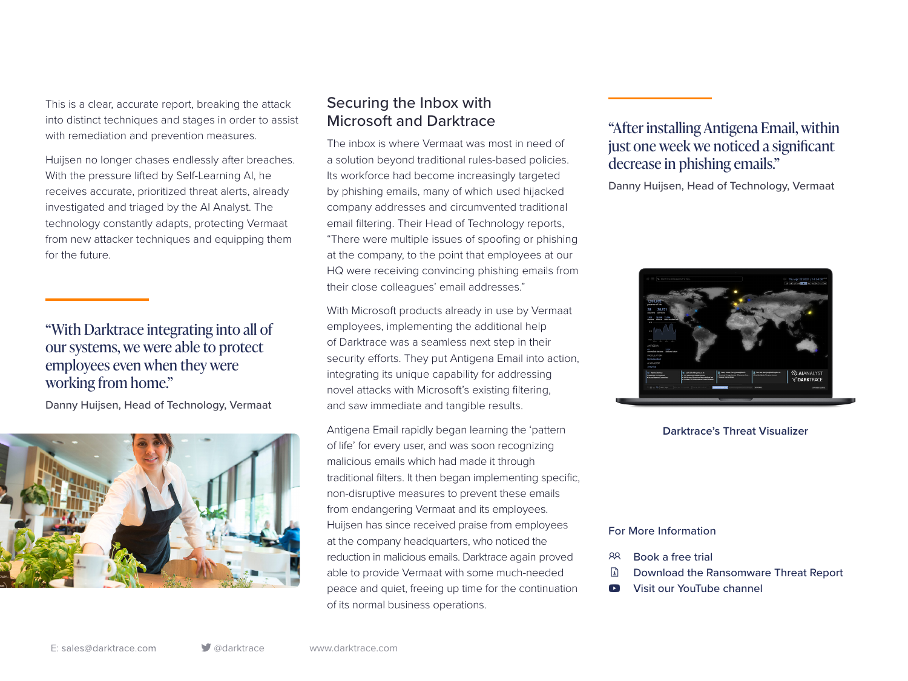This is a clear, accurate report, breaking the attack into distinct techniques and stages in order to assist with remediation and prevention measures.

Huijsen no longer chases endlessly after breaches. With the pressure lifted by Self-Learning AI, he receives accurate, prioritized threat alerts, already investigated and triaged by the AI Analyst. The technology constantly adapts, protecting Vermaat from new attacker techniques and equipping them for the future.

> “With Darktrace integrating into all of our systems, we were able to protect employees even when they were working from home.”
>
> Danny Huijsen, Head of Technology, Vermaat

## Securing the Inbox with Microsoft and Darktrace

The inbox is where Vermaat was most in need of a solution beyond traditional rules-based policies. Its workforce had become increasingly targeted by phishing emails, many of which used hijacked company addresses and circumvented traditional email filtering. Their Head of Technology reports, “There were multiple issues of spoofing or phishing at the company, to the point that employees at our HQ were receiving convincing phishing emails from their close colleagues’ email addresses.”

With Microsoft products already in use by Vermaat employees, implementing the additional help of Darktrace was a seamless next step in their security efforts. They put Antigena Email into action, integrating its unique capability for addressing novel attacks with Microsoft’s existing filtering, and saw immediate and tangible results.

Antigena Email rapidly began learning the ‘pattern of life’ for every user, and was soon recognizing malicious emails which had made it through traditional filters. It then began implementing specific, non-disruptive measures to prevent these emails from endangering Vermaat and its employees. Huijsen has since received praise from employees at the company headquarters, who noticed the reduction in malicious emails. Darktrace again proved able to provide Vermaat with some much-needed peace and quiet, freeing up time for the continuation of its normal business operations.

> “After installing Antigena Email, within just one week we noticed a significant decrease in phishing emails.”
>
> Danny Huijsen, Head of Technology, Vermaat

Darktrace’s Threat Visualizer

### For More Information

- Book a free trial
- Download the Ransomware Threat Report
- Visit our YouTube channel

E: sales@darktrace.com @darktrace www.darktrace.com